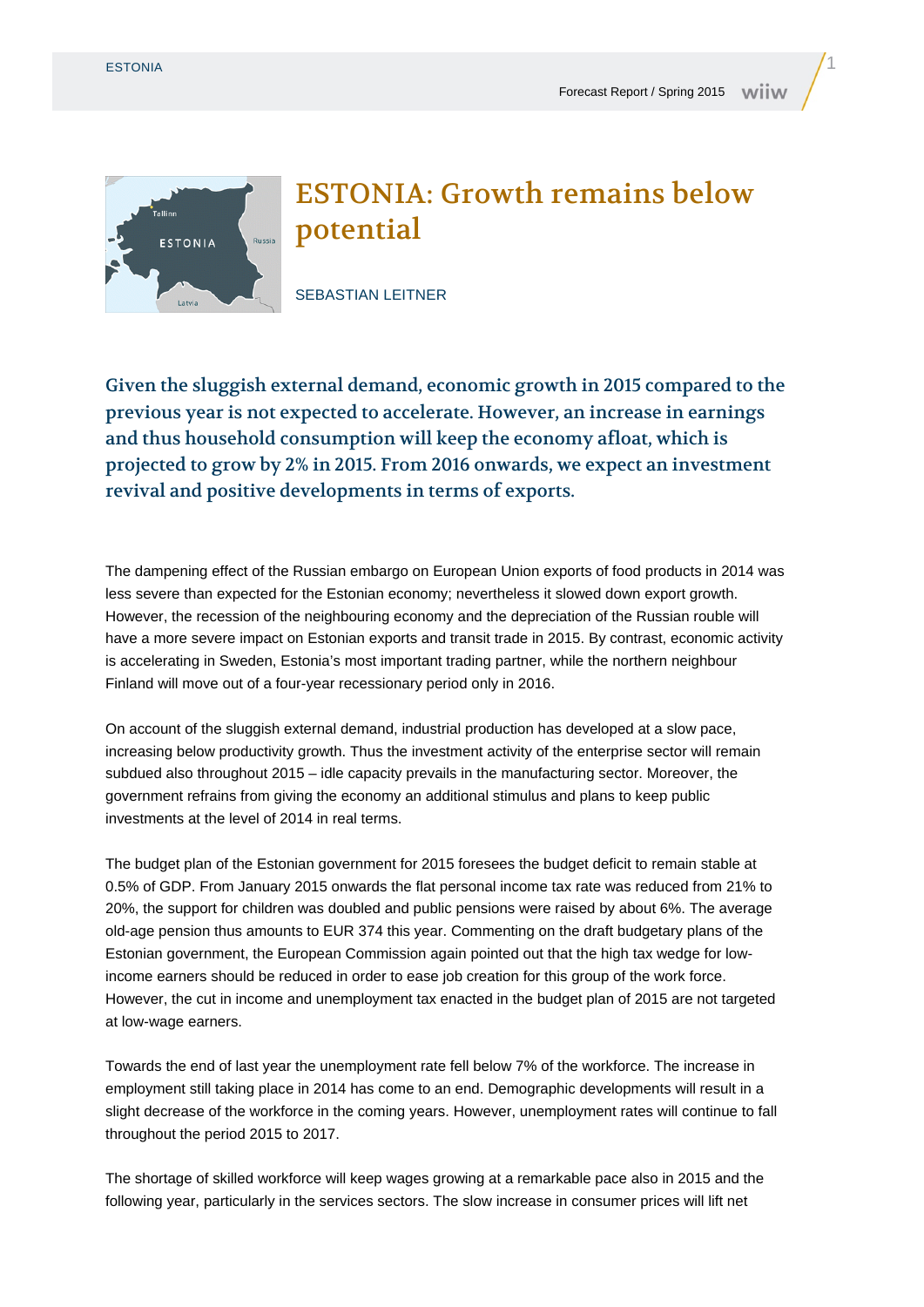# ESTONIA: Growth remains below potential

SEBASTIAN LEITNER

**Given the sluggish external demand, economic growth in 2015 compared to the previous year is not expected to accelerate. However, an increase in earnings and thus household consumption will keep the economy afloat, which is projected to grow by 2% in 2015. From 2016 onwards, we expect an investment revival and positive developments in terms of exports.**

The dampening effect of the Russian embargo on European Union exports of food products in 2014 was less severe than expected for the Estonian economy; nevertheless it slowed down export growth. However, the recession of the neighbouring economy and the depreciation of the Russian rouble will have a more severe impact on Estonian exports and transit trade in 2015. By contrast, economic activity is accelerating in Sweden, Estonia's most important trading partner, while the northern neighbour Finland will move out of a four-year recessionary period only in 2016.

On account of the sluggish external demand, industrial production has developed at a slow pace, increasing below productivity growth. Thus the investment activity of the enterprise sector will remain subdued also throughout 2015 – idle capacity prevails in the manufacturing sector. Moreover, the government refrains from giving the economy an additional stimulus and plans to keep public investments at the level of 2014 in real terms.

The budget plan of the Estonian government for 2015 foresees the budget deficit to remain stable at 0.5% of GDP. From January 2015 onwards the flat personal income tax rate was reduced from 21% to 20%, the support for children was doubled and public pensions were raised by about 6%. The average old-age pension thus amounts to EUR 374 this year. Commenting on the draft budgetary plans of the Estonian government, the European Commission again pointed out that the high tax wedge for low-income earners should be reduced in order to ease job creation for this group of the work force. However, the cut in income and unemployment tax enacted in the budget plan of 2015 are not targeted at low-wage earners.

Towards the end of last year the unemployment rate fell below 7% of the workforce. The increase in employment still taking place in 2014 has come to an end. Demographic developments will result in a slight decrease of the workforce in the coming years. However, unemployment rates will continue to fall throughout the period 2015 to 2017.

The shortage of skilled workforce will keep wages growing at a remarkable pace also in 2015 and the following year, particularly in the services sectors. The slow increase in consumer prices will lift net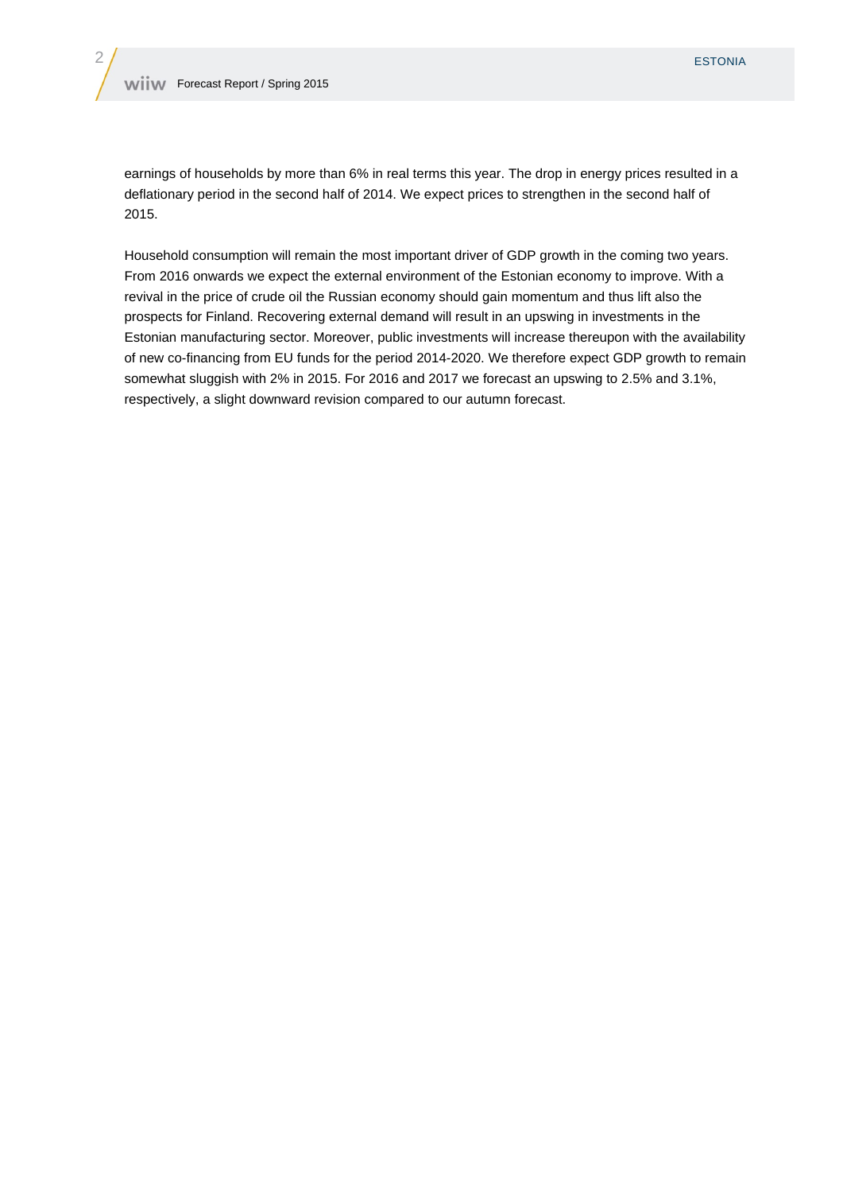earnings of households by more than 6% in real terms this year. The drop in energy prices resulted in a deflationary period in the second half of 2014. We expect prices to strengthen in the second half of 2015.

Household consumption will remain the most important driver of GDP growth in the coming two years. From 2016 onwards we expect the external environment of the Estonian economy to improve. With a revival in the price of crude oil the Russian economy should gain momentum and thus lift also the prospects for Finland. Recovering external demand will result in an upswing in investments in the Estonian manufacturing sector. Moreover, public investments will increase thereupon with the availability of new co-financing from EU funds for the period 2014-2020. We therefore expect GDP growth to remain somewhat sluggish with 2% in 2015. For 2016 and 2017 we forecast an upswing to 2.5% and 3.1%, respectively, a slight downward revision compared to our autumn forecast.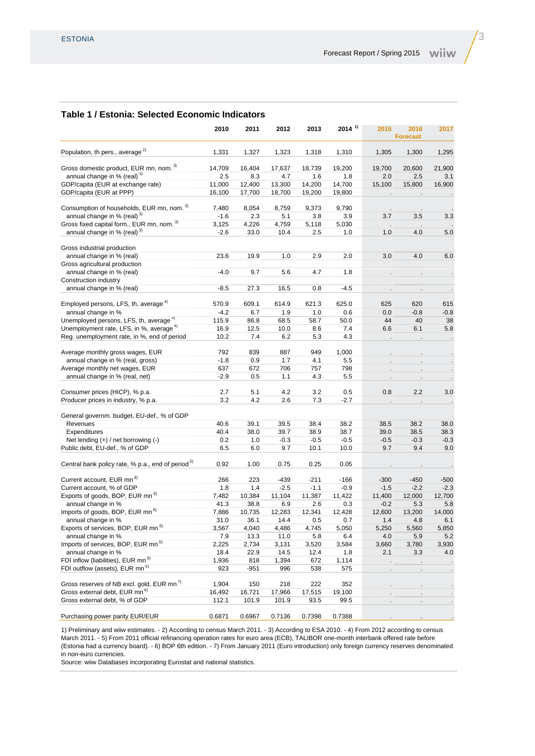## Table 1 / Estonia: Selected Economic Indicators

| | 2010 | 2011 | 2012 | 2013 | 2014 [1)] | 2015 | 2016 Forecast | 2017 |
|---|---|---|---|---|---|---|---|---|
| Population, th pers., average [2)] | 1,331 | 1,327 | 1,323 | 1,318 | 1,310 | 1,305 | 1,300 | 1,295 |
| | | | | | | | | |
| Gross domestic product, EUR mn, nom. [3)] | 14,709 | 16,404 | 17,637 | 18,739 | 19,200 | 19,700 | 20,600 | 21,900 |
| annual change in % (real) [3)] | 2.5 | 8.3 | 4.7 | 1.6 | 1.8 | 2.0 | 2.5 | 3.1 |
| GDP/capita (EUR at exchange rate) | 11,000 | 12,400 | 13,300 | 14,200 | 14,700 | 15,100 | 15,800 | 16,900 |
| GDP/capita (EUR at PPP) | 16,100 | 17,700 | 18,700 | 19,200 | 19,800 | . | . | . |
| | | | | | | | | |
| Consumption of households, EUR mn, nom. [3)] | 7,480 | 8,054 | 8,759 | 9,373 | 9,790 | . | . | . |
| annual change in % (real) [3)] | -1.6 | 2.3 | 5.1 | 3.8 | 3.9 | 3.7 | 3.5 | 3.3 |
| Gross fixed capital form., EUR mn, nom. [3)] | 3,125 | 4,226 | 4,759 | 5,118 | 5,030 | . | . | . |
| annual change in % (real) [3)] | -2.6 | 33.0 | 10.4 | 2.5 | 1.0 | 1.0 | 4.0 | 5.0 |
| | | | | | | | | |
| Gross industrial production | | | | | | | | |
| annual change in % (real) | 23.6 | 19.9 | 1.0 | 2.9 | 2.0 | 3.0 | 4.0 | 6.0 |
| Gross agricultural production | | | | | | | | |
| annual change in % (real) | -4.0 | 9.7 | 5.6 | 4.7 | 1.8 | . | . | . |
| Construction industry | | | | | | | | |
| annual change in % (real) | -8.5 | 27.3 | 16.5 | 0.8 | -4.5 | . | . | . |
| | | | | | | | | |
| Employed persons, LFS, th, average [4)] | 570.9 | 609.1 | 614.9 | 621.3 | 625.0 | 625 | 620 | 615 |
| annual change in % | -4.2 | 6.7 | 1.9 | 1.0 | 0.6 | 0.0 | -0.8 | -0.8 |
| Unemployed persons, LFS, th, average [4)] | 115.9 | 86.8 | 68.5 | 58.7 | 50.0 | 44 | 40 | 38 |
| Unemployment rate, LFS, in %, average [4)] | 16.9 | 12.5 | 10.0 | 8.6 | 7.4 | 6.6 | 6.1 | 5.8 |
| Reg. unemployment rate, in %, end of period | 10.2 | 7.4 | 6.2 | 5.3 | 4.3 | . | . | . |
| | | | | | | | | |
| Average monthly gross wages, EUR | 792 | 839 | 887 | 949 | 1,000 | . | . | . |
| annual change in % (real, gross) | -1.8 | 0.9 | 1.7 | 4.1 | 5.5 | . | . | . |
| Average monthly net wages, EUR | 637 | 672 | 706 | 757 | 798 | . | . | . |
| annual change in % (real, net) | -2.9 | 0.5 | 1.1 | 4.3 | 5.5 | . | . | . |
| | | | | | | | | |
| Consumer prices (HICP), % p.a. | 2.7 | 5.1 | 4.2 | 3.2 | 0.5 | 0.8 | 2.2 | 3.0 |
| Producer prices in industry, % p.a. | 3.2 | 4.2 | 2.6 | 7.3 | -2.7 | . | . | . |
| | | | | | | | | |
| General governm. budget, EU-def., % of GDP | | | | | | | | |
| Revenues | 40.6 | 39.1 | 39.5 | 38.4 | 38.2 | 38.5 | 38.2 | 38.0 |
| Expenditures | 40.4 | 38.0 | 39.7 | 38.9 | 38.7 | 39.0 | 38.5 | 38.3 |
| Net lending (+) / net borrowing (-) | 0.2 | 1.0 | -0.3 | -0.5 | -0.5 | -0.5 | -0.3 | -0.3 |
| Public debt, EU-def., % of GDP | 6.5 | 6.0 | 9.7 | 10.1 | 10.0 | 9.7 | 9.4 | 9.0 |
| | | | | | | | | |
| Central bank policy rate, % p.a., end of period [5)] | 0.92 | 1.00 | 0.75 | 0.25 | 0.05 | . | . | . |
| | | | | | | | | |
| Current account, EUR mn [6)] | 266 | 223 | -439 | -211 | -166 | -300 | -450 | -500 |
| Current account, % of GDP | 1.8 | 1.4 | -2.5 | -1.1 | -0.9 | -1.5 | -2.2 | -2.3 |
| Exports of goods, BOP, EUR mn [6)] | 7,482 | 10,384 | 11,104 | 11,387 | 11,422 | 11,400 | 12,000 | 12,700 |
| annual change in % | 41.3 | 38.8 | 6.9 | 2.6 | 0.3 | -0.2 | 5.3 | 5.8 |
| Imports of goods, BOP, EUR mn [6)] | 7,886 | 10,735 | 12,283 | 12,341 | 12,428 | 12,600 | 13,200 | 14,000 |
| annual change in % | 31.0 | 36.1 | 14.4 | 0.5 | 0.7 | 1.4 | 4.8 | 6.1 |
| Exports of services, BOP, EUR mn [6)] | 3,567 | 4,040 | 4,486 | 4,745 | 5,050 | 5,250 | 5,560 | 5,850 |
| annual change in % | 7.9 | 13.3 | 11.0 | 5.8 | 6.4 | 4.0 | 5.9 | 5.2 |
| Imports of services, BOP, EUR mn [6)] | 2,225 | 2,734 | 3,131 | 3,520 | 3,584 | 3,660 | 3,780 | 3,930 |
| annual change in % | 18.4 | 22.9 | 14.5 | 12.4 | 1.8 | 2.1 | 3.3 | 4.0 |
| FDI inflow (liabilities), EUR mn [6)] | 1,936 | 818 | 1,394 | 672 | 1,114 | . | . | . |
| FDI outflow (assets), EUR mn [6)] | 923 | -951 | 996 | 538 | 575 | . | . | . |
| | | | | | | | | |
| Gross reserves of NB excl. gold, EUR mn [7)] | 1,904 | 150 | 218 | 222 | 352 | . | . | . |
| Gross external debt, EUR mn [6)] | 16,492 | 16,721 | 17,966 | 17,515 | 19,100 | . | . | . |
| Gross external debt, % of GDP | 112.1 | 101.9 | 101.9 | 93.5 | 99.5 | . | . | . |
| | | | | | | | | |
| Purchasing power parity EUR/EUR | 0.6871 | 0.6967 | 0.7136 | 0.7398 | 0.7388 | . | . | . |

1) Preliminary and wiiw estimates. - 2) According to census March 2011. - 3) According to ESA 2010. - 4) From 2012 according to census March 2011. - 5) From 2011 official refinancing operation rates for euro area (ECB), TALIBOR one-month interbank offered rate before (Estonia had a currency board). - 6) BOP 6th edition. - 7) From January 2011 (Euro introduction) only foreign currency reserves denominated in non-euro currencies.

Source: wiiw Databases incorporating Eurostat and national statistics.